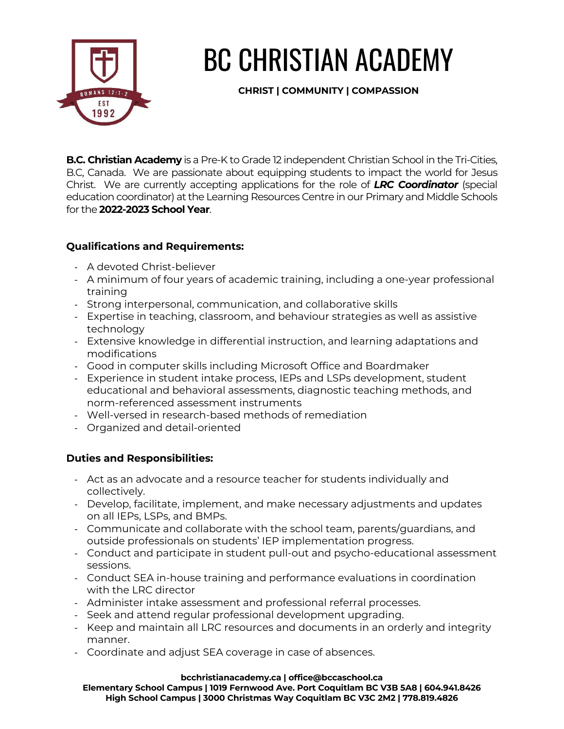# BC CHRISTIAN ACADEMY

**CHRIST | COMMUNITY | COMPASSION**

**B.C. Christian Academy** is a Pre-K to Grade 12 independent Christian School in the Tri-Cities, B.C, Canada. We are passionate about equipping students to impact the world for Jesus Christ. We are currently accepting applications for the role of ***LRC Coordinator*** (special education coordinator) at the Learning Resources Centre in our Primary and Middle Schools for the **2022-2023 School Year**.

### Qualifications and Requirements:

- A devoted Christ-believer
- A minimum of four years of academic training, including a one-year professional training
- Strong interpersonal, communication, and collaborative skills
- Expertise in teaching, classroom, and behaviour strategies as well as assistive technology
- Extensive knowledge in differential instruction, and learning adaptations and modifications
- Good in computer skills including Microsoft Office and Boardmaker
- Experience in student intake process, IEPs and LSPs development, student educational and behavioral assessments, diagnostic teaching methods, and norm-referenced assessment instruments
- Well-versed in research-based methods of remediation
- Organized and detail-oriented

### Duties and Responsibilities:

- Act as an advocate and a resource teacher for students individually and collectively.
- Develop, facilitate, implement, and make necessary adjustments and updates on all IEPs, LSPs, and BMPs.
- Communicate and collaborate with the school team, parents/guardians, and outside professionals on students' IEP implementation progress.
- Conduct and participate in student pull-out and psycho-educational assessment sessions.
- Conduct SEA in-house training and performance evaluations in coordination with the LRC director
- Administer intake assessment and professional referral processes.
- Seek and attend regular professional development upgrading.
- Keep and maintain all LRC resources and documents in an orderly and integrity manner.
- Coordinate and adjust SEA coverage in case of absences.

**bcchristianacademy.ca | office@bccaschool.ca**
**Elementary School Campus | 1019 Fernwood Ave. Port Coquitlam BC V3B 5A8 | 604.941.8426**
**High School Campus | 3000 Christmas Way Coquitlam BC V3C 2M2 | 778.819.4826**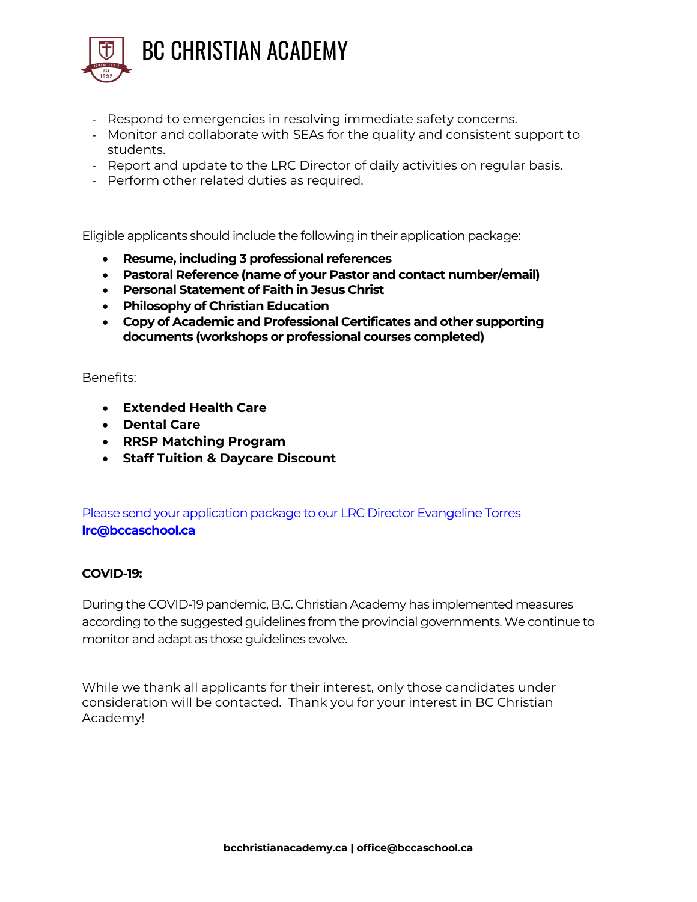- Respond to emergencies in resolving immediate safety concerns.
- Monitor and collaborate with SEAs for the quality and consistent support to students.
- Report and update to the LRC Director of daily activities on regular basis.
- Perform other related duties as required.

Eligible applicants should include the following in their application package:

- **Resume, including 3 professional references**
- **Pastoral Reference (name of your Pastor and contact number/email)**
- **Personal Statement of Faith in Jesus Christ**
- **Philosophy of Christian Education**
- **Copy of Academic and Professional Certificates and other supporting documents (workshops or professional courses completed)**

Benefits:

- **Extended Health Care**
- **Dental Care**
- **RRSP Matching Program**
- **Staff Tuition & Daycare Discount**

Please send your application package to our LRC Director Evangeline Torres
**lrc@bccaschool.ca**

**COVID-19:**

During the COVID-19 pandemic, B.C. Christian Academy has implemented measures according to the suggested guidelines from the provincial governments. We continue to monitor and adapt as those guidelines evolve.

While we thank all applicants for their interest, only those candidates under consideration will be contacted. Thank you for your interest in BC Christian Academy!